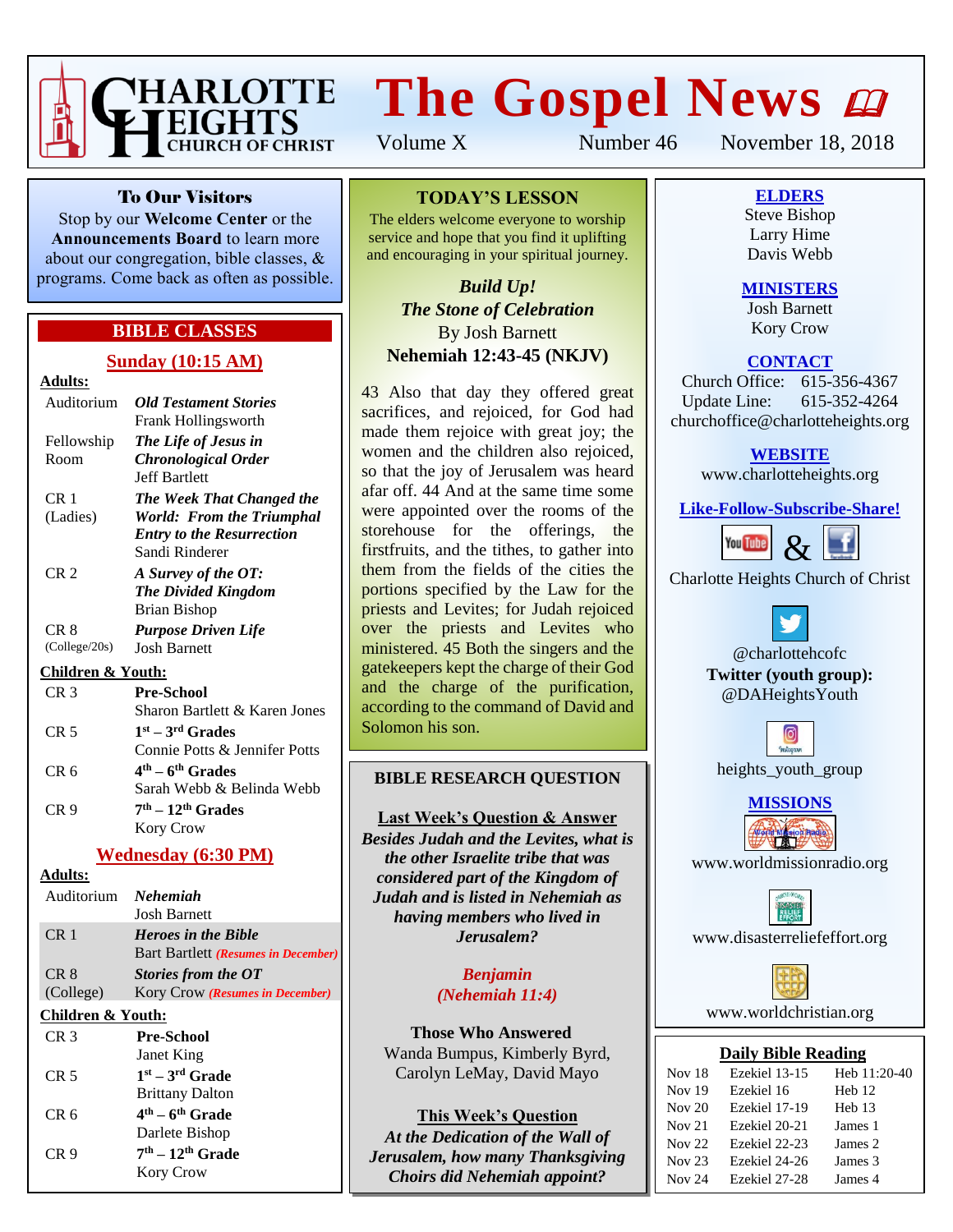# Charlotte Heights Church of Christ

# The Gospel News

Volume X | Number 46 | November 18, 2018

## To Our Visitors

Stop by our **Welcome Center** or the **Announcements Board** to learn more about our congregation, bible classes, & programs. Come back as often as possible.

## BIBLE CLASSES

### Sunday (10:15 AM)

**Adults:**

| Room | Class |
|---|---|
| Auditorium | ***Old Testament Stories*** Frank Hollingsworth |
| Fellowship Room | ***The Life of Jesus in Chronological Order*** Jeff Bartlett |
| CR 1 (Ladies) | ***The Week That Changed the World: From the Triumphal Entry to the Resurrection*** Sandi Rinderer |
| CR 2 | ***A Survey of the OT: The Divided Kingdom*** Brian Bishop |
| CR 8 (College/20s) | ***Purpose Driven Life*** Josh Barnett |

**Children & Youth:**

| Room | Class |
|---|---|
| CR 3 | **Pre-School** Sharon Bartlett & Karen Jones |
| CR 5 | **1st – 3rd Grades** Connie Potts & Jennifer Potts |
| CR 6 | **4th – 6th Grades** Sarah Webb & Belinda Webb |
| CR 9 | **7th – 12th Grades** Kory Crow |

### Wednesday (6:30 PM)

**Adults:**

| Room | Class |
|---|---|
| Auditorium | ***Nehemiah*** Josh Barnett |
| CR 1 | ***Heroes in the Bible*** Bart Bartlett ***(Resumes in December)*** |
| CR 8 (College) | ***Stories from the OT*** Kory Crow ***(Resumes in December)*** |

**Children & Youth:**

| Room | Class |
|---|---|
| CR 3 | **Pre-School** Janet King |
| CR 5 | **1st – 3rd Grade** Brittany Dalton |
| CR 6 | **4th – 6th Grade** Darlete Bishop |
| CR 9 | **7th – 12th Grade** Kory Crow |

## TODAY'S LESSON

The elders welcome everyone to worship service and hope that you find it uplifting and encouraging in your spiritual journey.

***Build Up!***
***The Stone of Celebration***
By Josh Barnett
**Nehemiah 12:43-45 (NKJV)**

43 Also that day they offered great sacrifices, and rejoiced, for God had made them rejoice with great joy; the women and the children also rejoiced, so that the joy of Jerusalem was heard afar off. 44 And at the same time some were appointed over the rooms of the storehouse for the offerings, the firstfruits, and the tithes, to gather into them from the fields of the cities the portions specified by the Law for the priests and Levites; for Judah rejoiced over the priests and Levites who ministered. 45 Both the singers and the gatekeepers kept the charge of their God and the charge of the purification, according to the command of David and Solomon his son.

## BIBLE RESEARCH QUESTION

**Last Week's Question & Answer**

***Besides Judah and the Levites, what is the other Israelite tribe that was considered part of the Kingdom of Judah and is listed in Nehemiah as having members who lived in Jerusalem?***

***Benjamin***
***(Nehemiah 11:4)***

**Those Who Answered**
Wanda Bumpus, Kimberly Byrd, Carolyn LeMay, David Mayo

**This Week's Question**

***At the Dedication of the Wall of Jerusalem, how many Thanksgiving Choirs did Nehemiah appoint?***

## ELDERS

Steve Bishop
Larry Hime
Davis Webb

## MINISTERS

Josh Barnett
Kory Crow

## CONTACT

Church Office: 615-356-4367
Update Line: 615-352-4264
churchoffice@charlotteheights.org

## WEBSITE

www.charlotteheights.org

## Like-Follow-Subscribe-Share!

YouTube & Facebook: Charlotte Heights Church of Christ

Twitter: @charlottehcofc

**Twitter (youth group):** @DAHeightsYouth

Instagram: heights_youth_group

## MISSIONS

www.worldmissionradio.org

www.disasterreliefeffort.org

www.worldchristian.org

## Daily Bible Reading

| Date | OT | NT |
|---|---|---|
| Nov 18 | Ezekiel 13-15 | Heb 11:20-40 |
| Nov 19 | Ezekiel 16 | Heb 12 |
| Nov 20 | Ezekiel 17-19 | Heb 13 |
| Nov 21 | Ezekiel 20-21 | James 1 |
| Nov 22 | Ezekiel 22-23 | James 2 |
| Nov 23 | Ezekiel 24-26 | James 3 |
| Nov 24 | Ezekiel 27-28 | James 4 |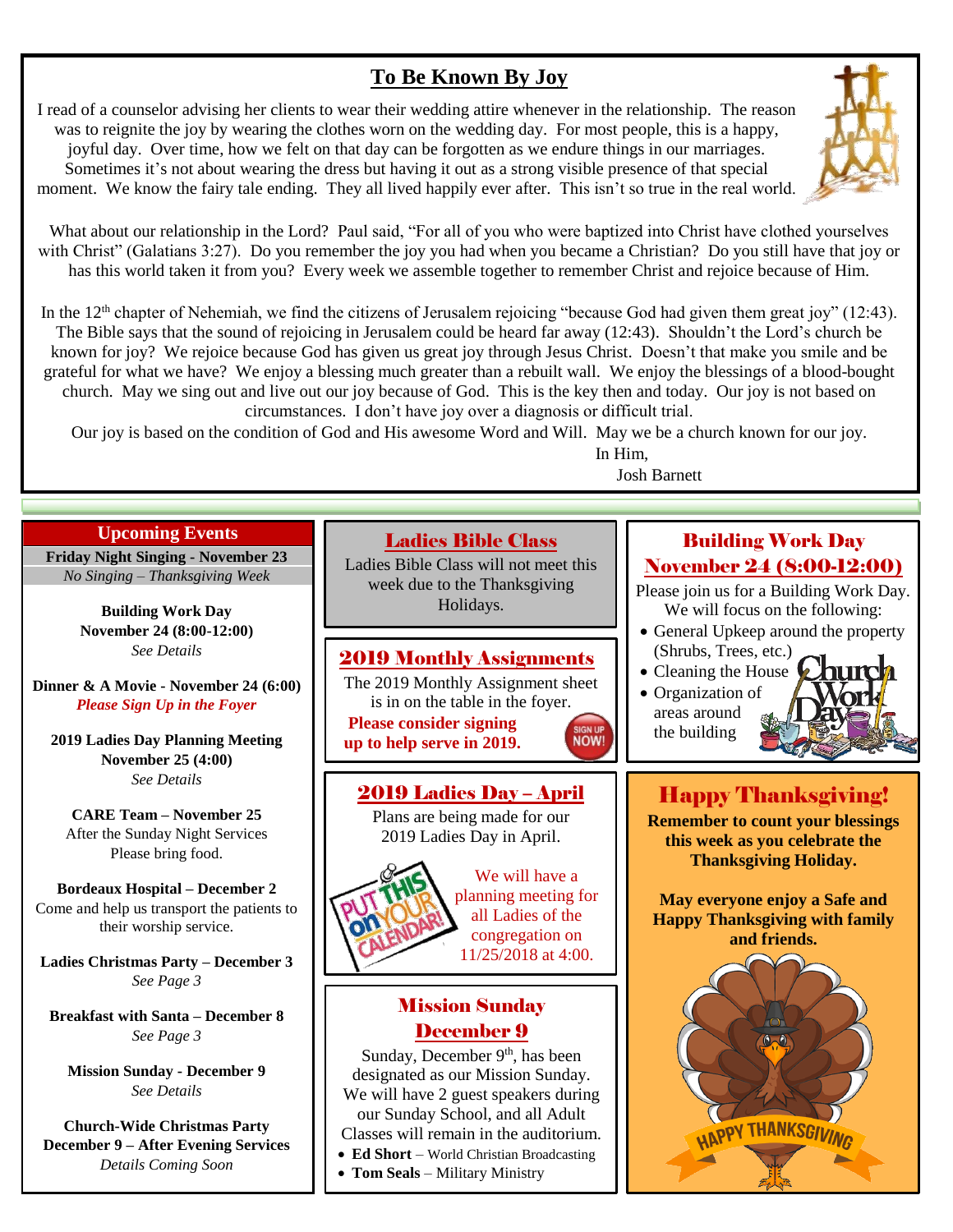# To Be Known By Joy

I read of a counselor advising her clients to wear their wedding attire whenever in the relationship. The reason was to reignite the joy by wearing the clothes worn on the wedding day. For most people, this is a happy, joyful day. Over time, how we felt on that day can be forgotten as we endure things in our marriages. Sometimes it's not about wearing the dress but having it out as a strong visible presence of that special moment. We know the fairy tale ending. They all lived happily ever after. This isn't so true in the real world.

What about our relationship in the Lord? Paul said, "For all of you who were baptized into Christ have clothed yourselves with Christ" (Galatians 3:27). Do you remember the joy you had when you became a Christian? Do you still have that joy or has this world taken it from you? Every week we assemble together to remember Christ and rejoice because of Him.

In the 12th chapter of Nehemiah, we find the citizens of Jerusalem rejoicing "because God had given them great joy" (12:43). The Bible says that the sound of rejoicing in Jerusalem could be heard far away (12:43). Shouldn't the Lord's church be known for joy? We rejoice because God has given us great joy through Jesus Christ. Doesn't that make you smile and be grateful for what we have? We enjoy a blessing much greater than a rebuilt wall. We enjoy the blessings of a blood-bought church. May we sing out and live out our joy because of God. This is the key then and today. Our joy is not based on circumstances. I don't have joy over a diagnosis or difficult trial.

Our joy is based on the condition of God and His awesome Word and Will. May we be a church known for our joy.

In Him,

Josh Barnett

## Upcoming Events

**Friday Night Singing - November 23**
*No Singing – Thanksgiving Week*

**Building Work Day**
**November 24 (8:00-12:00)**
*See Details*

**Dinner & A Movie - November 24 (6:00)**
*Please Sign Up in the Foyer*

**2019 Ladies Day Planning Meeting**
**November 25 (4:00)**
*See Details*

**CARE Team – November 25**
After the Sunday Night Services
Please bring food.

**Bordeaux Hospital – December 2**
Come and help us transport the patients to their worship service.

**Ladies Christmas Party – December 3**
*See Page 3*

**Breakfast with Santa – December 8**
*See Page 3*

**Mission Sunday - December 9**
*See Details*

**Church-Wide Christmas Party**
**December 9 – After Evening Services**
*Details Coming Soon*

## Ladies Bible Class

Ladies Bible Class will not meet this week due to the Thanksgiving Holidays.

## 2019 Monthly Assignments

The 2019 Monthly Assignment sheet is in on the table in the foyer.

**Please consider signing up to help serve in 2019.**

## 2019 Ladies Day – April

Plans are being made for our 2019 Ladies Day in April.

We will have a planning meeting for all Ladies of the congregation on 11/25/2018 at 4:00.

## Mission Sunday December 9

Sunday, December 9th, has been designated as our Mission Sunday. We will have 2 guest speakers during our Sunday School, and all Adult Classes will remain in the auditorium.

- **Ed Short** – World Christian Broadcasting
- **Tom Seals** – Military Ministry

## Building Work Day November 24 (8:00-12:00)

Please join us for a Building Work Day. We will focus on the following:

- General Upkeep around the property (Shrubs, Trees, etc.)
- Cleaning the House
- Organization of areas around the building

## Happy Thanksgiving!

**Remember to count your blessings this week as you celebrate the Thanksgiving Holiday.**

**May everyone enjoy a Safe and Happy Thanksgiving with family and friends.**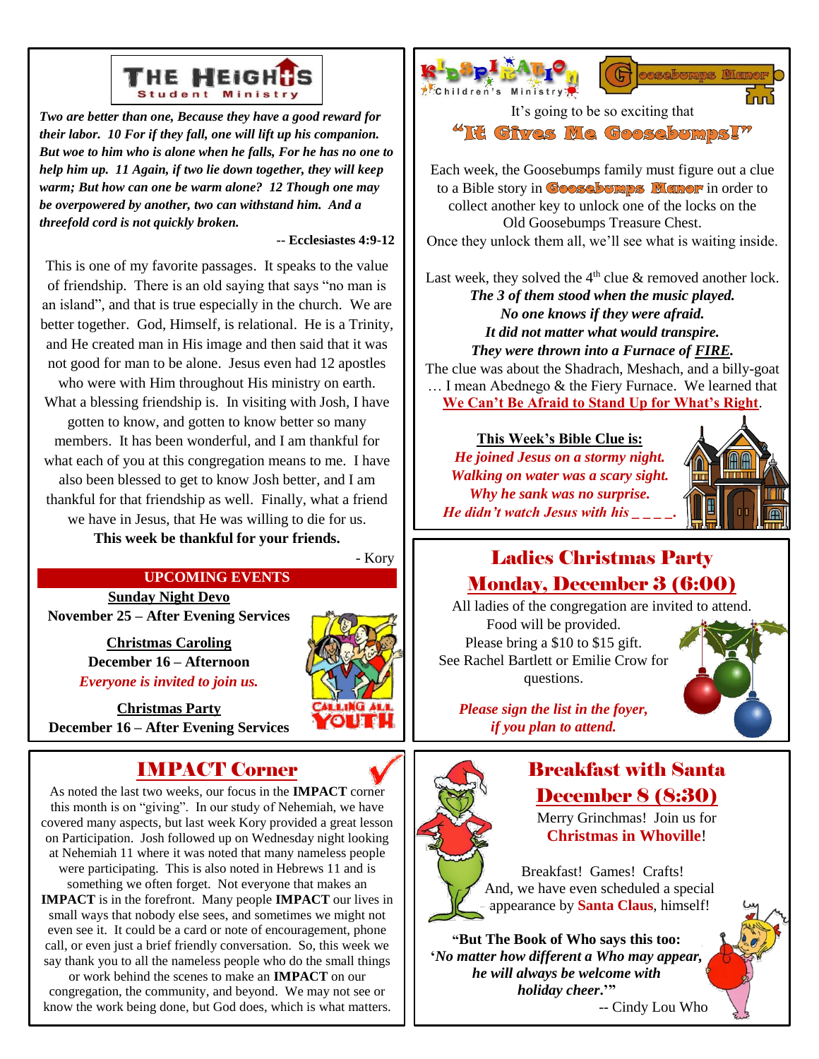## THE HEIGHTS Student Ministry

***Two are better than one, Because they have a good reward for their labor. 10 For if they fall, one will lift up his companion. But woe to him who is alone when he falls, For he has no one to help him up. 11 Again, if two lie down together, they will keep warm; But how can one be warm alone? 12 Though one may be overpowered by another, two can withstand him. And a threefold cord is not quickly broken.***

**-- Ecclesiastes 4:9-12**

This is one of my favorite passages. It speaks to the value of friendship. There is an old saying that says "no man is an island", and that is true especially in the church. We are better together. God, Himself, is relational. He is a Trinity, and He created man in His image and then said that it was not good for man to be alone. Jesus even had 12 apostles who were with Him throughout His ministry on earth. What a blessing friendship is. In visiting with Josh, I have gotten to know, and gotten to know better so many members. It has been wonderful, and I am thankful for what each of you at this congregation means to me. I have also been blessed to get to know Josh better, and I am thankful for that friendship as well. Finally, what a friend we have in Jesus, that He was willing to die for us.

**This week be thankful for your friends.**

- Kory

### UPCOMING EVENTS

**Sunday Night Devo**
**November 25 – After Evening Services**

**Christmas Caroling**
**December 16 – Afternoon**
***Everyone is invited to join us.***

**Christmas Party**
**December 16 – After Evening Services**

CALLING ALL YOUTH

## IMPACT Corner

As noted the last two weeks, our focus in the **IMPACT** corner this month is on "giving". In our study of Nehemiah, we have covered many aspects, but last week Kory provided a great lesson on Participation. Josh followed up on Wednesday night looking at Nehemiah 11 where it was noted that many nameless people were participating. This is also noted in Hebrews 11 and is something we often forget. Not everyone that makes an **IMPACT** is in the forefront. Many people **IMPACT** our lives in small ways that nobody else sees, and sometimes we might not even see it. It could be a card or note of encouragement, phone call, or even just a brief friendly conversation. So, this week we say thank you to all the nameless people who do the small things or work behind the scenes to make an **IMPACT** on our congregation, the community, and beyond. We may not see or know the work being done, but God does, which is what matters.

## KIDSPIRATION Children's Ministry — Goosebumps Manor

It's going to be so exciting that

### "It Gives Me Goosebumps!"

Each week, the Goosebumps family must figure out a clue to a Bible story in **Goosebumps Manor** in order to collect another key to unlock one of the locks on the Old Goosebumps Treasure Chest. Once they unlock them all, we'll see what is waiting inside.

Last week, they solved the 4th clue & removed another lock.

***The 3 of them stood when the music played.***
***No one knows if they were afraid.***
***It did not matter what would transpire.***
***They were thrown into a Furnace of FIRE.***

The clue was about the Shadrach, Meshach, and a billy-goat … I mean Abednego & the Fiery Furnace. We learned that **We Can't Be Afraid to Stand Up for What's Right**.

**This Week's Bible Clue is:**

***He joined Jesus on a stormy night.***
***Walking on water was a scary sight.***
***Why he sank was no surprise.***
***He didn't watch Jesus with his _ _ _ _.***

## Ladies Christmas Party
## Monday, December 3 (6:00)

All ladies of the congregation are invited to attend. Food will be provided. Please bring a $10 to $15 gift. See Rachel Bartlett or Emilie Crow for questions.

***Please sign the list in the foyer, if you plan to attend.***

## Breakfast with Santa
## December 8 (8:30)

Merry Grinchmas! Join us for **Christmas in Whoville**!

Breakfast! Games! Crafts! And, we have even scheduled a special appearance by **Santa Claus**, himself!

**"But The Book of Who says this too: '*No matter how different a Who may appear, he will always be welcome with holiday cheer*.'"**

-- Cindy Lou Who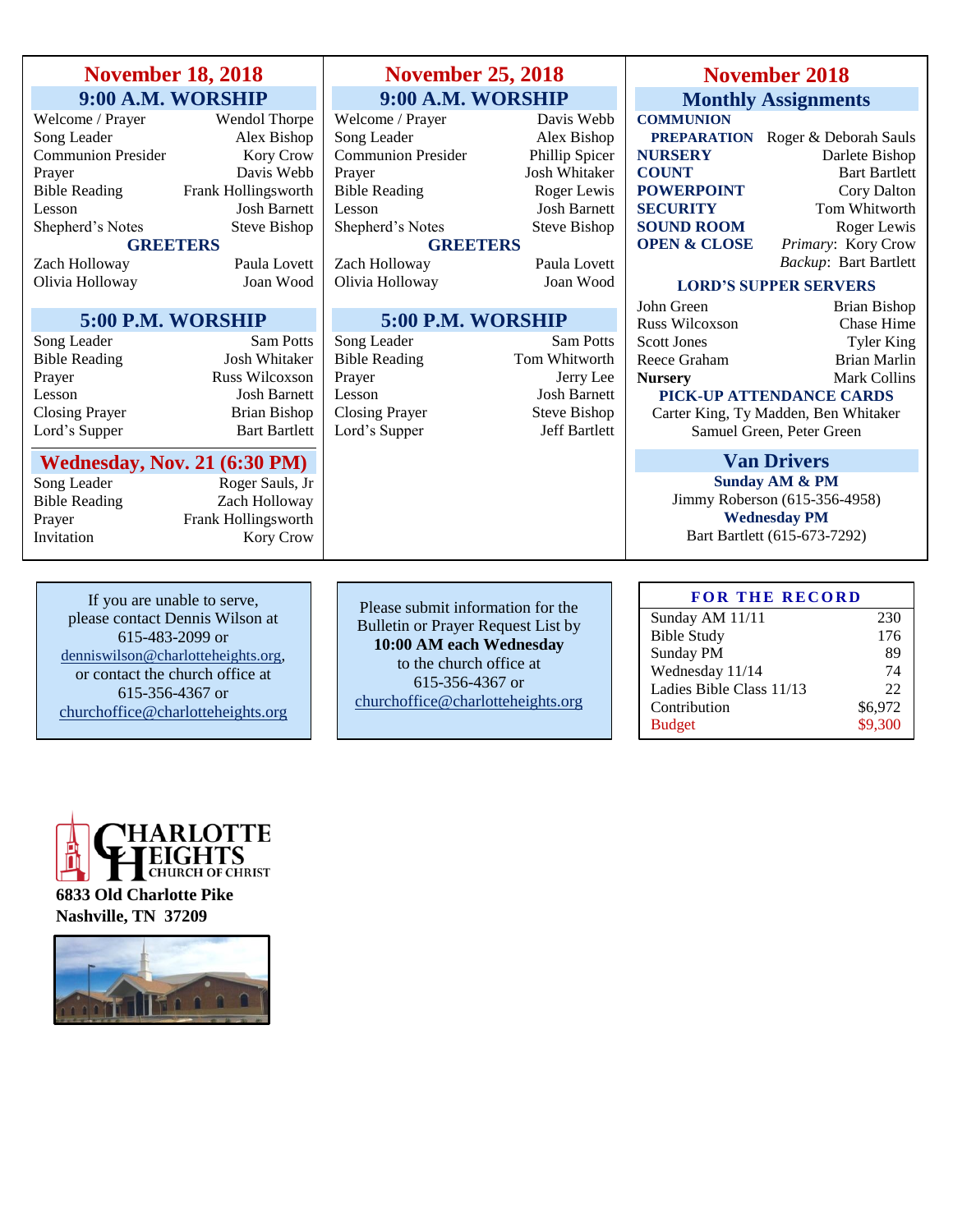## November 18, 2018

### 9:00 A.M. WORSHIP

| | |
|---|---|
| Welcome / Prayer | Wendol Thorpe |
| Song Leader | Alex Bishop |
| Communion Presider | Kory Crow |
| Prayer | Davis Webb |
| Bible Reading | Frank Hollingsworth |
| Lesson | Josh Barnett |
| Shepherd's Notes | Steve Bishop |

**GREETERS**

| | |
|---|---|
| Zach Holloway | Paula Lovett |
| Olivia Holloway | Joan Wood |

### 5:00 P.M. WORSHIP

| | |
|---|---|
| Song Leader | Sam Potts |
| Bible Reading | Josh Whitaker |
| Prayer | Russ Wilcoxson |
| Lesson | Josh Barnett |
| Closing Prayer | Brian Bishop |
| Lord's Supper | Bart Bartlett |

### Wednesday, Nov. 21 (6:30 PM)

| | |
|---|---|
| Song Leader | Roger Sauls, Jr |
| Bible Reading | Zach Holloway |
| Prayer | Frank Hollingsworth |
| Invitation | Kory Crow |

## November 25, 2018

### 9:00 A.M. WORSHIP

| | |
|---|---|
| Welcome / Prayer | Davis Webb |
| Song Leader | Alex Bishop |
| Communion Presider | Phillip Spicer |
| Prayer | Josh Whitaker |
| Bible Reading | Roger Lewis |
| Lesson | Josh Barnett |
| Shepherd's Notes | Steve Bishop |

**GREETERS**

| | |
|---|---|
| Zach Holloway | Paula Lovett |
| Olivia Holloway | Joan Wood |

### 5:00 P.M. WORSHIP

| | |
|---|---|
| Song Leader | Sam Potts |
| Bible Reading | Tom Whitworth |
| Prayer | Jerry Lee |
| Lesson | Josh Barnett |
| Closing Prayer | Steve Bishop |
| Lord's Supper | Jeff Bartlett |

## November 2018

### Monthly Assignments

| | |
|---|---|
| **COMMUNION PREPARATION** | Roger & Deborah Sauls |
| **NURSERY** | Darlete Bishop |
| **COUNT** | Bart Bartlett |
| **POWERPOINT** | Cory Dalton |
| **SECURITY** | Tom Whitworth |
| **SOUND ROOM** | Roger Lewis |
| **OPEN & CLOSE** | *Primary*: Kory Crow<br>*Backup*: Bart Bartlett |

**LORD'S SUPPER SERVERS**

| | |
|---|---|
| John Green | Brian Bishop |
| Russ Wilcoxson | Chase Hime |
| Scott Jones | Tyler King |
| Reece Graham | Brian Marlin |
| **Nursery** | Mark Collins |

**PICK-UP ATTENDANCE CARDS**

Carter King, Ty Madden, Ben Whitaker
Samuel Green, Peter Green

### Van Drivers

**Sunday AM & PM**
Jimmy Roberson (615-356-4958)

**Wednesday PM**
Bart Bartlett (615-673-7292)

---

If you are unable to serve, please contact Dennis Wilson at 615-483-2099 or denniswilson@charlotteheights.org, or contact the church office at 615-356-4367 or churchoffice@charlotteheights.org

Please submit information for the Bulletin or Prayer Request List by **10:00 AM each Wednesday** to the church office at 615-356-4367 or churchoffice@charlotteheights.org

**FOR THE RECORD**

| | |
|---|---|
| Sunday AM 11/11 | 230 |
| Bible Study | 176 |
| Sunday PM | 89 |
| Wednesday 11/14 | 74 |
| Ladies Bible Class 11/13 | 22 |
| Contribution | $6,972 |
| Budget | $9,300 |

CHARLOTTE HEIGHTS CHURCH OF CHRIST

**6833 Old Charlotte Pike**
**Nashville, TN 37209**